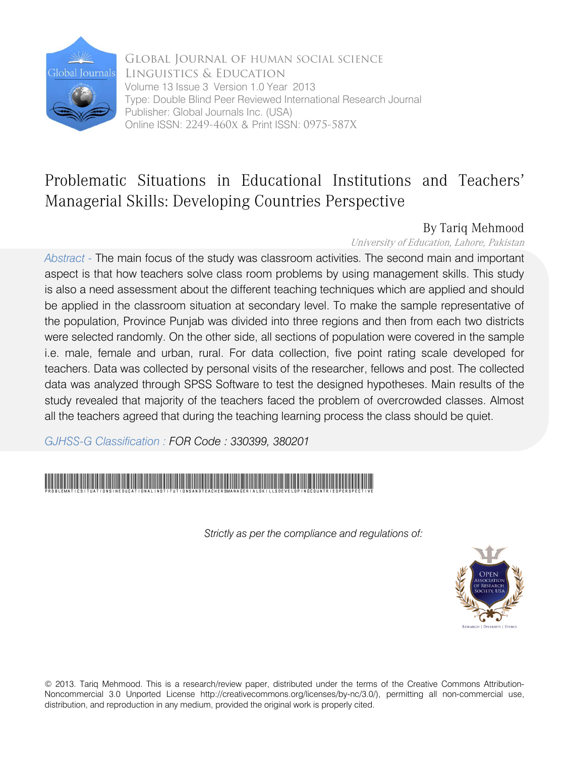Global Journal of Human Social Science
Linguistics & Education
Volume 13 Issue 3 Version 1.0 Year 2013
Type: Double Blind Peer Reviewed International Research Journal
Publisher: Global Journals Inc. (USA)
Online ISSN: 2249-460X & Print ISSN: 0975-587X

# Problematic Situations in Educational Institutions and Teachers' Managerial Skills: Developing Countries Perspective

By Tariq Mehmood

*University of Education, Lahore, Pakistan*

*Abstract -* The main focus of the study was classroom activities. The second main and important aspect is that how teachers solve class room problems by using management skills. This study is also a need assessment about the different teaching techniques which are applied and should be applied in the classroom situation at secondary level. To make the sample representative of the population, Province Punjab was divided into three regions and then from each two districts were selected randomly. On the other side, all sections of population were covered in the sample i.e. male, female and urban, rural. For data collection, five point rating scale developed for teachers. Data was collected by personal visits of the researcher, fellows and post. The collected data was analyzed through SPSS Software to test the designed hypotheses. Main results of the study revealed that majority of the teachers faced the problem of overcrowded classes. Almost all the teachers agreed that during the teaching learning process the class should be quiet.

*GJHSS-G Classification : FOR Code : 330399, 380201*

PROBLEMATICSITUATIONSINEDUCATIONALINSTITUTIONSANDTEACHERSMANAGERIALSKILLSDEVELOPINGCOUNTRIESPERSPECTIVE

*Strictly as per the compliance and regulations of:*

© 2013. Tariq Mehmood. This is a research/review paper, distributed under the terms of the Creative Commons Attribution-Noncommercial 3.0 Unported License http://creativecommons.org/licenses/by-nc/3.0/), permitting all non-commercial use, distribution, and reproduction in any medium, provided the original work is properly cited.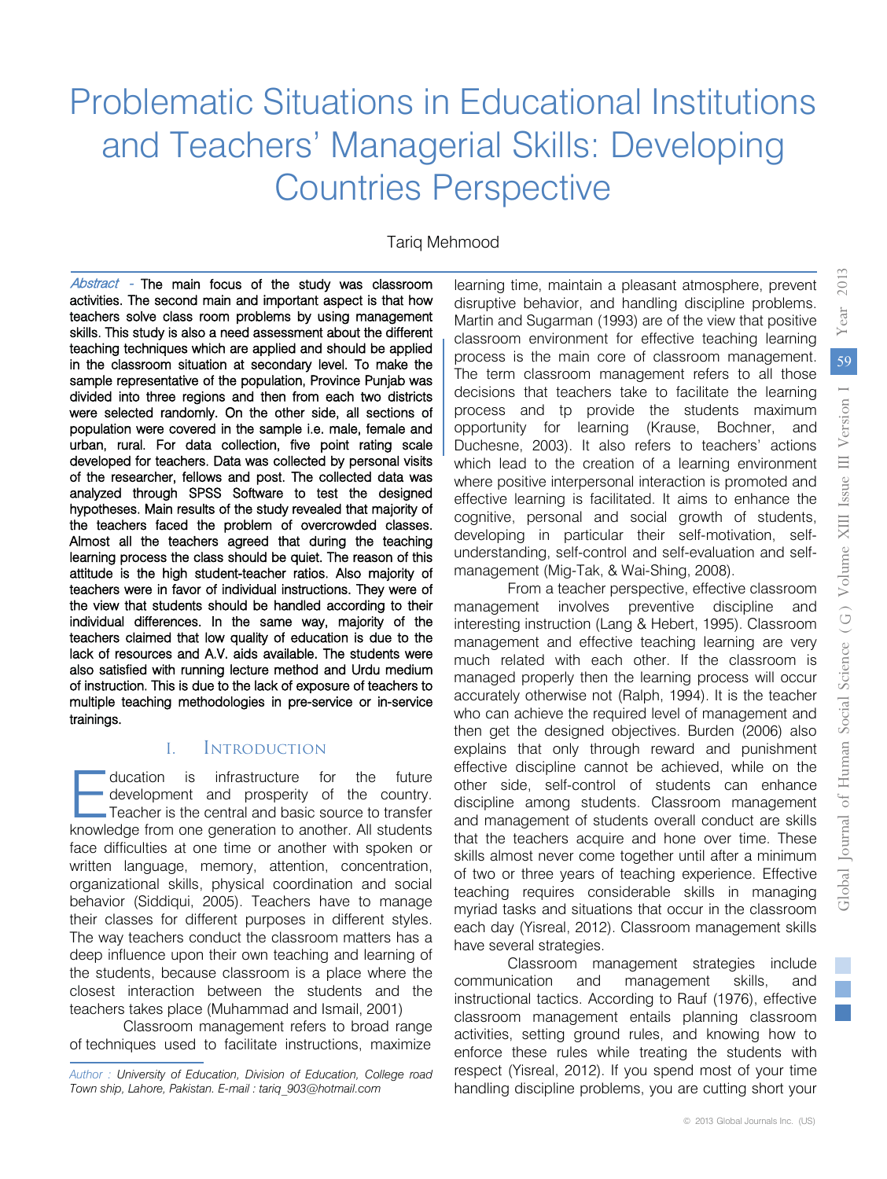# Problematic Situations in Educational Institutions and Teachers' Managerial Skills: Developing Countries Perspective

Tariq Mehmood

*Abstract* - **The main focus of the study was classroom activities. The second main and important aspect is that how teachers solve class room problems by using management skills. This study is also a need assessment about the different teaching techniques which are applied and should be applied in the classroom situation at secondary level. To make the sample representative of the population, Province Punjab was divided into three regions and then from each two districts were selected randomly. On the other side, all sections of population were covered in the sample i.e. male, female and urban, rural. For data collection, five point rating scale developed for teachers. Data was collected by personal visits of the researcher, fellows and post. The collected data was analyzed through SPSS Software to test the designed hypotheses. Main results of the study revealed that majority of the teachers faced the problem of overcrowded classes. Almost all the teachers agreed that during the teaching learning process the class should be quiet. The reason of this attitude is the high student-teacher ratios. Also majority of teachers were in favor of individual instructions. They were of the view that students should be handled according to their individual differences. In the same way, majority of the teachers claimed that low quality of education is due to the lack of resources and A.V. aids available. The students were also satisfied with running lecture method and Urdu medium of instruction. This is due to the lack of exposure of teachers to multiple teaching methodologies in pre-service or in-service trainings.**

## I. Introduction

Education is infrastructure for the future development and prosperity of the country. Teacher is the central and basic source to transfer knowledge from one generation to another. All students face difficulties at one time or another with spoken or written language, memory, attention, concentration, organizational skills, physical coordination and social behavior (Siddiqui, 2005). Teachers have to manage their classes for different purposes in different styles. The way teachers conduct the classroom matters has a deep influence upon their own teaching and learning of the students, because classroom is a place where the closest interaction between the students and the teachers takes place (Muhammad and Ismail, 2001)

Classroom management refers to broad range of techniques used to facilitate instructions, maximize learning time, maintain a pleasant atmosphere, prevent disruptive behavior, and handling discipline problems. Martin and Sugarman (1993) are of the view that positive classroom environment for effective teaching learning process is the main core of classroom management. The term classroom management refers to all those decisions that teachers take to facilitate the learning process and tp provide the students maximum opportunity for learning (Krause, Bochner, and Duchesne, 2003). It also refers to teachers' actions which lead to the creation of a learning environment where positive interpersonal interaction is promoted and effective learning is facilitated. It aims to enhance the cognitive, personal and social growth of students, developing in particular their self-motivation, self-understanding, self-control and self-evaluation and self-management (Mig-Tak, & Wai-Shing, 2008).

From a teacher perspective, effective classroom management involves preventive discipline and interesting instruction (Lang & Hebert, 1995). Classroom management and effective teaching learning are very much related with each other. If the classroom is managed properly then the learning process will occur accurately otherwise not (Ralph, 1994). It is the teacher who can achieve the required level of management and then get the designed objectives. Burden (2006) also explains that only through reward and punishment effective discipline cannot be achieved, while on the other side, self-control of students can enhance discipline among students. Classroom management and management of students overall conduct are skills that the teachers acquire and hone over time. These skills almost never come together until after a minimum of two or three years of teaching experience. Effective teaching requires considerable skills in managing myriad tasks and situations that occur in the classroom each day (Yisreal, 2012). Classroom management skills have several strategies.

Classroom management strategies include communication and management skills, and instructional tactics. According to Rauf (1976), effective classroom management entails planning classroom activities, setting ground rules, and knowing how to enforce these rules while treating the students with respect (Yisreal, 2012). If you spend most of your time handling discipline problems, you are cutting short your

*Author : University of Education, Division of Education, College road Town ship, Lahore, Pakistan. E-mail : tariq_903@hotmail.com*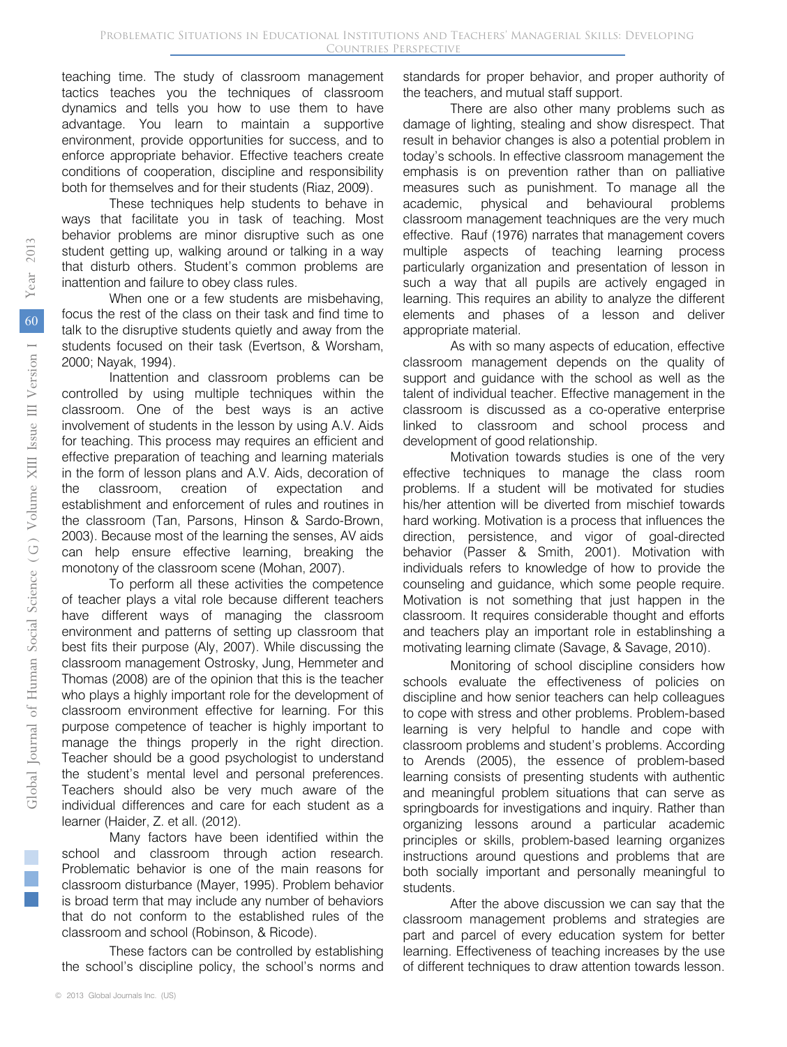teaching time. The study of classroom management tactics teaches you the techniques of classroom dynamics and tells you how to use them to have advantage. You learn to maintain a supportive environment, provide opportunities for success, and to enforce appropriate behavior. Effective teachers create conditions of cooperation, discipline and responsibility both for themselves and for their students (Riaz, 2009).

These techniques help students to behave in ways that facilitate you in task of teaching. Most behavior problems are minor disruptive such as one student getting up, walking around or talking in a way that disturb others. Student's common problems are inattention and failure to obey class rules.

When one or a few students are misbehaving, focus the rest of the class on their task and find time to talk to the disruptive students quietly and away from the students focused on their task (Evertson, & Worsham, 2000; Nayak, 1994).

Inattention and classroom problems can be controlled by using multiple techniques within the classroom. One of the best ways is an active involvement of students in the lesson by using A.V. Aids for teaching. This process may requires an efficient and effective preparation of teaching and learning materials in the form of lesson plans and A.V. Aids, decoration of the classroom, creation of expectation and establishment and enforcement of rules and routines in the classroom (Tan, Parsons, Hinson & Sardo-Brown, 2003). Because most of the learning the senses, AV aids can help ensure effective learning, breaking the monotony of the classroom scene (Mohan, 2007).

To perform all these activities the competence of teacher plays a vital role because different teachers have different ways of managing the classroom environment and patterns of setting up classroom that best fits their purpose (Aly, 2007). While discussing the classroom management Ostrosky, Jung, Hemmeter and Thomas (2008) are of the opinion that this is the teacher who plays a highly important role for the development of classroom environment effective for learning. For this purpose competence of teacher is highly important to manage the things properly in the right direction. Teacher should be a good psychologist to understand the student's mental level and personal preferences. Teachers should also be very much aware of the individual differences and care for each student as a learner (Haider, Z. et all. (2012).

Many factors have been identified within the school and classroom through action research. Problematic behavior is one of the main reasons for classroom disturbance (Mayer, 1995). Problem behavior is broad term that may include any number of behaviors that do not conform to the established rules of the classroom and school (Robinson, & Ricode).

These factors can be controlled by establishing the school's discipline policy, the school's norms and standards for proper behavior, and proper authority of the teachers, and mutual staff support.

There are also other many problems such as damage of lighting, stealing and show disrespect. That result in behavior changes is also a potential problem in today's schools. In effective classroom management the emphasis is on prevention rather than on palliative measures such as punishment. To manage all the academic, physical and behavioural problems classroom management teachniques are the very much effective. Rauf (1976) narrates that management covers multiple aspects of teaching learning process particularly organization and presentation of lesson in such a way that all pupils are actively engaged in learning. This requires an ability to analyze the different elements and phases of a lesson and deliver appropriate material.

As with so many aspects of education, effective classroom management depends on the quality of support and guidance with the school as well as the talent of individual teacher. Effective management in the classroom is discussed as a co-operative enterprise linked to classroom and school process and development of good relationship.

Motivation towards studies is one of the very effective techniques to manage the class room problems. If a student will be motivated for studies his/her attention will be diverted from mischief towards hard working. Motivation is a process that influences the direction, persistence, and vigor of goal-directed behavior (Passer & Smith, 2001). Motivation with individuals refers to knowledge of how to provide the counseling and guidance, which some people require. Motivation is not something that just happen in the classroom. It requires considerable thought and efforts and teachers play an important role in establishing a motivating learning climate (Savage, & Savage, 2010).

Monitoring of school discipline considers how schools evaluate the effectiveness of policies on discipline and how senior teachers can help colleagues to cope with stress and other problems. Problem-based learning is very helpful to handle and cope with classroom problems and student's problems. According to Arends (2005), the essence of problem-based learning consists of presenting students with authentic and meaningful problem situations that can serve as springboards for investigations and inquiry. Rather than organizing lessons around a particular academic principles or skills, problem-based learning organizes instructions around questions and problems that are both socially important and personally meaningful to students.

After the above discussion we can say that the classroom management problems and strategies are part and parcel of every education system for better learning. Effectiveness of teaching increases by the use of different techniques to draw attention towards lesson.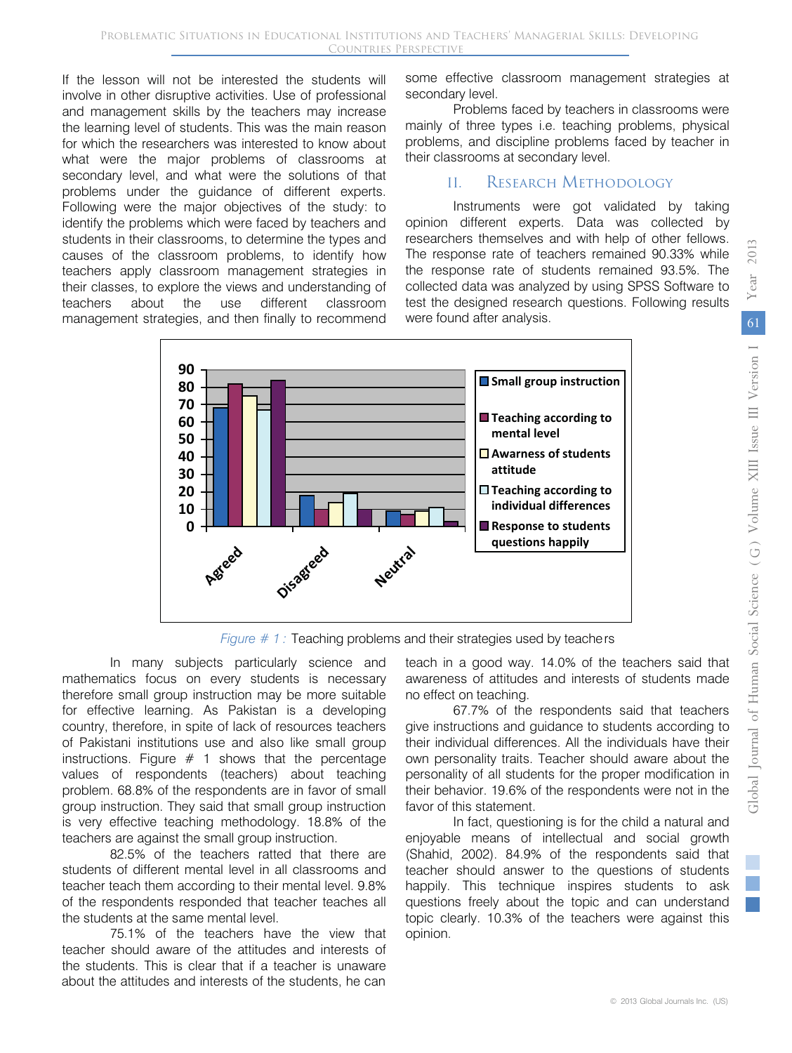If the lesson will not be interested the students will involve in other disruptive activities. Use of professional and management skills by the teachers may increase the learning level of students. This was the main reason for which the researchers was interested to know about what were the major problems of classrooms at secondary level, and what were the solutions of that problems under the guidance of different experts. Following were the major objectives of the study: to identify the problems which were faced by teachers and students in their classrooms, to determine the types and causes of the classroom problems, to identify how teachers apply classroom management strategies in their classes, to explore the views and understanding of teachers about the use different classroom management strategies, and then finally to recommend some effective classroom management strategies at secondary level.

Problems faced by teachers in classrooms were mainly of three types i.e. teaching problems, physical problems, and discipline problems faced by teacher in their classrooms at secondary level.

## II. Research Methodology

Instruments were got validated by taking opinion different experts. Data was collected by researchers themselves and with help of other fellows. The response rate of teachers remained 90.33% while the response rate of students remained 93.5%. The collected data was analyzed by using SPSS Software to test the designed research questions. Following results were found after analysis.

*Figure # 1 :* Teaching problems and their strategies used by teachers

In many subjects particularly science and mathematics focus on every students is necessary therefore small group instruction may be more suitable for effective learning. As Pakistan is a developing country, therefore, in spite of lack of resources teachers of Pakistani institutions use and also like small group instructions. Figure # 1 shows that the percentage values of respondents (teachers) about teaching problem. 68.8% of the respondents are in favor of small group instruction. They said that small group instruction is very effective teaching methodology. 18.8% of the teachers are against the small group instruction.

82.5% of the teachers ratted that there are students of different mental level in all classrooms and teacher teach them according to their mental level. 9.8% of the respondents responded that teacher teaches all the students at the same mental level.

75.1% of the teachers have the view that teacher should aware of the attitudes and interests of the students. This is clear that if a teacher is unaware about the attitudes and interests of the students, he can teach in a good way. 14.0% of the teachers said that awareness of attitudes and interests of students made no effect on teaching.

67.7% of the respondents said that teachers give instructions and guidance to students according to their individual differences. All the individuals have their own personality traits. Teacher should aware about the personality of all students for the proper modification in their behavior. 19.6% of the respondents were not in the favor of this statement.

In fact, questioning is for the child a natural and enjoyable means of intellectual and social growth (Shahid, 2002). 84.9% of the respondents said that teacher should answer to the questions of students happily. This technique inspires students to ask questions freely about the topic and can understand topic clearly. 10.3% of the teachers were against this opinion.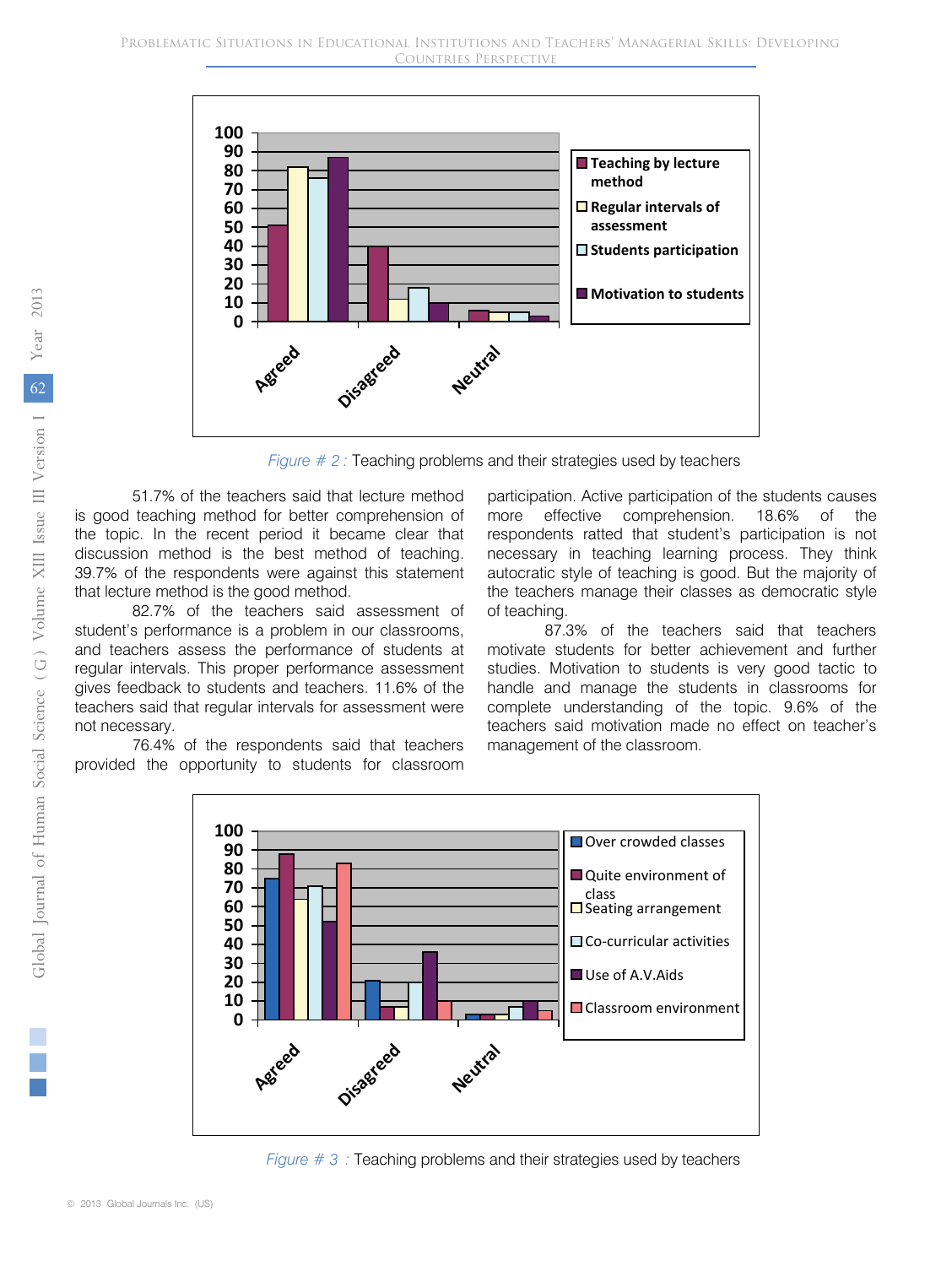Figure # 2 : Teaching problems and their strategies used by teachers

51.7% of the teachers said that lecture method is good teaching method for better comprehension of the topic. In the recent period it became clear that discussion method is the best method of teaching. 39.7% of the respondents were against this statement that lecture method is the good method.

82.7% of the teachers said assessment of student's performance is a problem in our classrooms, and teachers assess the performance of students at regular intervals. This proper performance assessment gives feedback to students and teachers. 11.6% of the teachers said that regular intervals for assessment were not necessary.

76.4% of the respondents said that teachers provided the opportunity to students for classroom participation. Active participation of the students causes more effective comprehension. 18.6% of the respondents ratted that student's participation is not necessary in teaching learning process. They think autocratic style of teaching is good. But the majority of the teachers manage their classes as democratic style of teaching.

87.3% of the teachers said that teachers motivate students for better achievement and further studies. Motivation to students is very good tactic to handle and manage the students in classrooms for complete understanding of the topic. 9.6% of the teachers said motivation made no effect on teacher's management of the classroom.

Figure # 3 : Teaching problems and their strategies used by teachers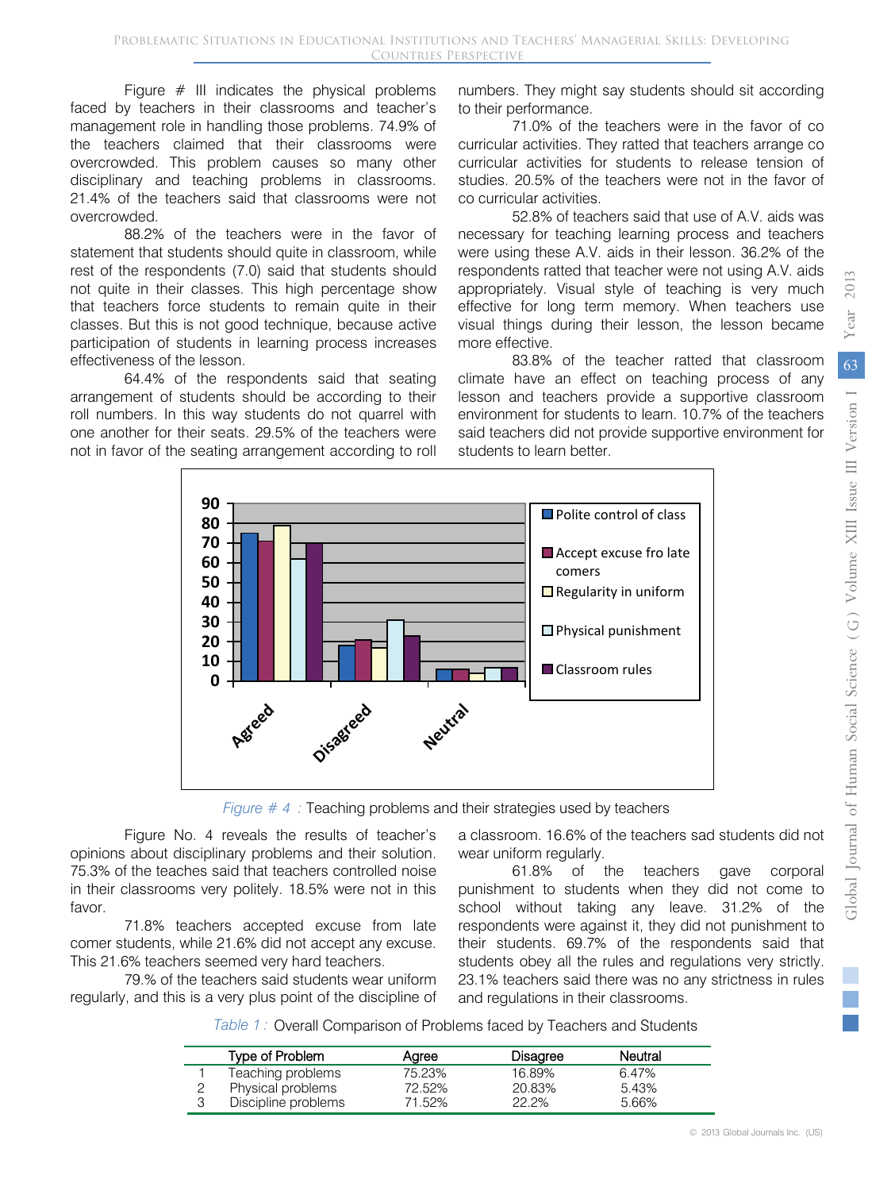Figure # III indicates the physical problems faced by teachers in their classrooms and teacher's management role in handling those problems. 74.9% of the teachers claimed that their classrooms were overcrowded. This problem causes so many other disciplinary and teaching problems in classrooms. 21.4% of the teachers said that classrooms were not overcrowded.

88.2% of the teachers were in the favor of statement that students should quite in classroom, while rest of the respondents (7.0) said that students should not quite in their classes. This high percentage show that teachers force students to remain quite in their classes. But this is not good technique, because active participation of students in learning process increases effectiveness of the lesson.

64.4% of the respondents said that seating arrangement of students should be according to their roll numbers. In this way students do not quarrel with one another for their seats. 29.5% of the teachers were not in favor of the seating arrangement according to roll numbers. They might say students should sit according to their performance.

71.0% of the teachers were in the favor of co curricular activities. They ratted that teachers arrange co curricular activities for students to release tension of studies. 20.5% of the teachers were not in the favor of co curricular activities.

52.8% of teachers said that use of A.V. aids was necessary for teaching learning process and teachers were using these A.V. aids in their lesson. 36.2% of the respondents ratted that teacher were not using A.V. aids appropriately. Visual style of teaching is very much effective for long term memory. When teachers use visual things during their lesson, the lesson became more effective.

83.8% of the teacher ratted that classroom climate have an effect on teaching process of any lesson and teachers provide a supportive classroom environment for students to learn. 10.7% of the teachers said teachers did not provide supportive environment for students to learn better.

*Figure # 4 :* Teaching problems and their strategies used by teachers

Figure No. 4 reveals the results of teacher's opinions about disciplinary problems and their solution. 75.3% of the teaches said that teachers controlled noise in their classrooms very politely. 18.5% were not in this favor.

71.8% teachers accepted excuse from late comer students, while 21.6% did not accept any excuse. This 21.6% teachers seemed very hard teachers.

79.% of the teachers said students wear uniform regularly, and this is a very plus point of the discipline of a classroom. 16.6% of the teachers sad students did not wear uniform regularly.

61.8% of the teachers gave corporal punishment to students when they did not come to school without taking any leave. 31.2% of the respondents were against it, they did not punishment to their students. 69.7% of the respondents said that students obey all the rules and regulations very strictly. 23.1% teachers said there was no any strictness in rules and regulations in their classrooms.

*Table 1 :* Overall Comparison of Problems faced by Teachers and Students

| | Type of Problem | Agree | Disagree | Neutral |
|---|---|---|---|---|
| 1 | Teaching problems | 75.23% | 16.89% | 6.47% |
| 2 | Physical problems | 72.52% | 20.83% | 5.43% |
| 3 | Discipline problems | 71.52% | 22.2% | 5.66% |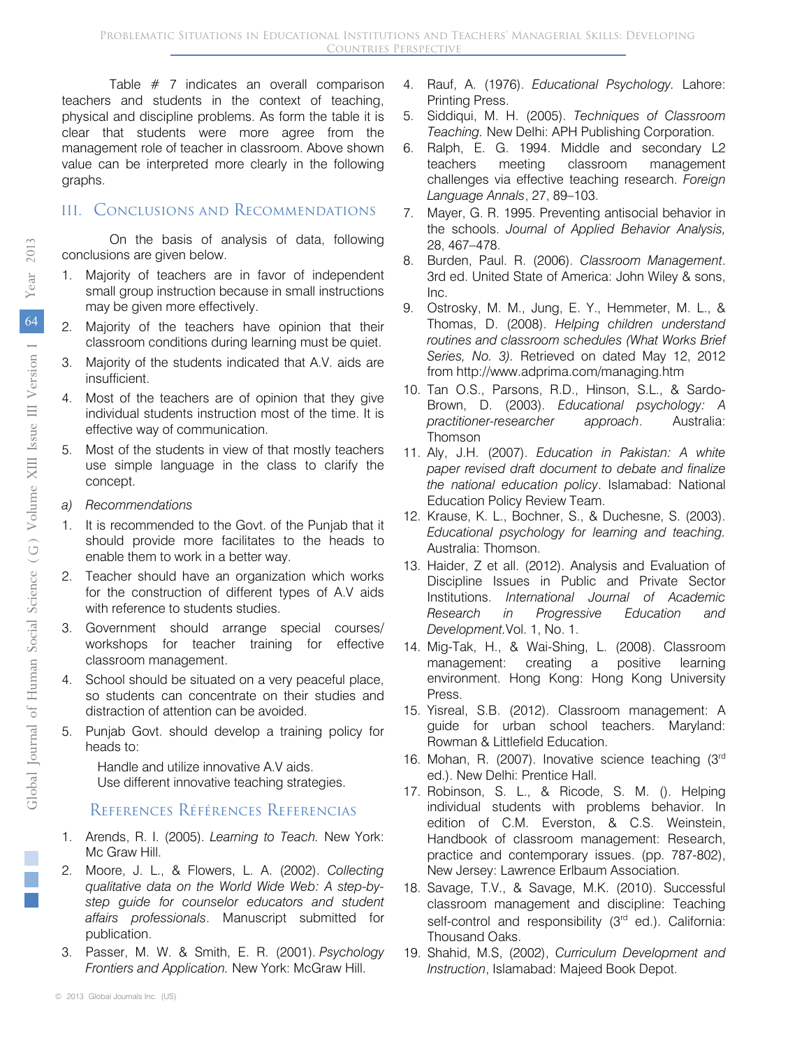Table # 7 indicates an overall comparison teachers and students in the context of teaching, physical and discipline problems. As form the table it is clear that students were more agree from the management role of teacher in classroom. Above shown value can be interpreted more clearly in the following graphs.

## III. Conclusions and Recommendations

On the basis of analysis of data, following conclusions are given below.

1. Majority of teachers are in favor of independent small group instruction because in small instructions may be given more effectively.
2. Majority of the teachers have opinion that their classroom conditions during learning must be quiet.
3. Majority of the students indicated that A.V. aids are insufficient.
4. Most of the teachers are of opinion that they give individual students instruction most of the time. It is effective way of communication.
5. Most of the students in view of that mostly teachers use simple language in the class to clarify the concept.

### a) *Recommendations*

1. It is recommended to the Govt. of the Punjab that it should provide more facilitates to the heads to enable them to work in a better way.
2. Teacher should have an organization which works for the construction of different types of A.V aids with reference to students studies.
3. Government should arrange special courses/ workshops for teacher training for effective classroom management.
4. School should be situated on a very peaceful place, so students can concentrate on their studies and distraction of attention can be avoided.
5. Punjab Govt. should develop a training policy for heads to:

   Handle and utilize innovative A.V aids.
   Use different innovative teaching strategies.

## References Références Referencias

1. Arends, R. I. (2005). *Learning to Teach.* New York: Mc Graw Hill.
2. Moore, J. L., & Flowers, L. A. (2002). *Collecting qualitative data on the World Wide Web: A step-by-step guide for counselor educators and student affairs professionals*. Manuscript submitted for publication.
3. Passer, M. W. & Smith, E. R. (2001). *Psychology Frontiers and Application.* New York: McGraw Hill.
4. Rauf, A. (1976). *Educational Psychology.* Lahore: Printing Press.
5. Siddiqui, M. H. (2005). *Techniques of Classroom Teaching.* New Delhi: APH Publishing Corporation.
6. Ralph, E. G. 1994. Middle and secondary L2 teachers meeting classroom management challenges via effective teaching research. *Foreign Language Annals*, 27, 89–103.
7. Mayer, G. R. 1995. Preventing antisocial behavior in the schools. *Journal of Applied Behavior Analysis,* 28, 467–478.
8. Burden, Paul. R. (2006). *Classroom Management*. 3rd ed. United State of America: John Wiley & sons, Inc.
9. Ostrosky, M. M., Jung, E. Y., Hemmeter, M. L., & Thomas, D. (2008). *Helping children understand routines and classroom schedules (What Works Brief Series, No. 3).* Retrieved on dated May 12, 2012 from http://www.adprima.com/managing.htm
10. Tan O.S., Parsons, R.D., Hinson, S.L., & Sardo-Brown, D. (2003). *Educational psychology: A practitioner-researcher approach*. Australia: Thomson
11. Aly, J.H. (2007). *Education in Pakistan: A white paper revised draft document to debate and finalize the national education policy*. Islamabad: National Education Policy Review Team.
12. Krause, K. L., Bochner, S., & Duchesne, S. (2003). *Educational psychology for learning and teaching.* Australia: Thomson.
13. Haider, Z et all. (2012). Analysis and Evaluation of Discipline Issues in Public and Private Sector Institutions. *International Journal of Academic Research in Progressive Education and Development.* Vol. 1, No. 1.
14. Mig-Tak, H., & Wai-Shing, L. (2008). Classroom management: creating a positive learning environment. Hong Kong: Hong Kong University Press.
15. Yisreal, S.B. (2012). Classroom management: A guide for urban school teachers. Maryland: Rowman & Littlefield Education.
16. Mohan, R. (2007). Inovative science teaching (3rd ed.). New Delhi: Prentice Hall.
17. Robinson, S. L., & Ricode, S. M. (). Helping individual students with problems behavior. In edition of C.M. Everston, & C.S. Weinstein, Handbook of classroom management: Research, practice and contemporary issues. (pp. 787-802), New Jersey: Lawrence Erlbaum Association.
18. Savage, T.V., & Savage, M.K. (2010). Successful classroom management and discipline: Teaching self-control and responsibility (3rd ed.). California: Thousand Oaks.
19. Shahid, M.S, (2002), *Curriculum Development and Instruction*, Islamabad: Majeed Book Depot.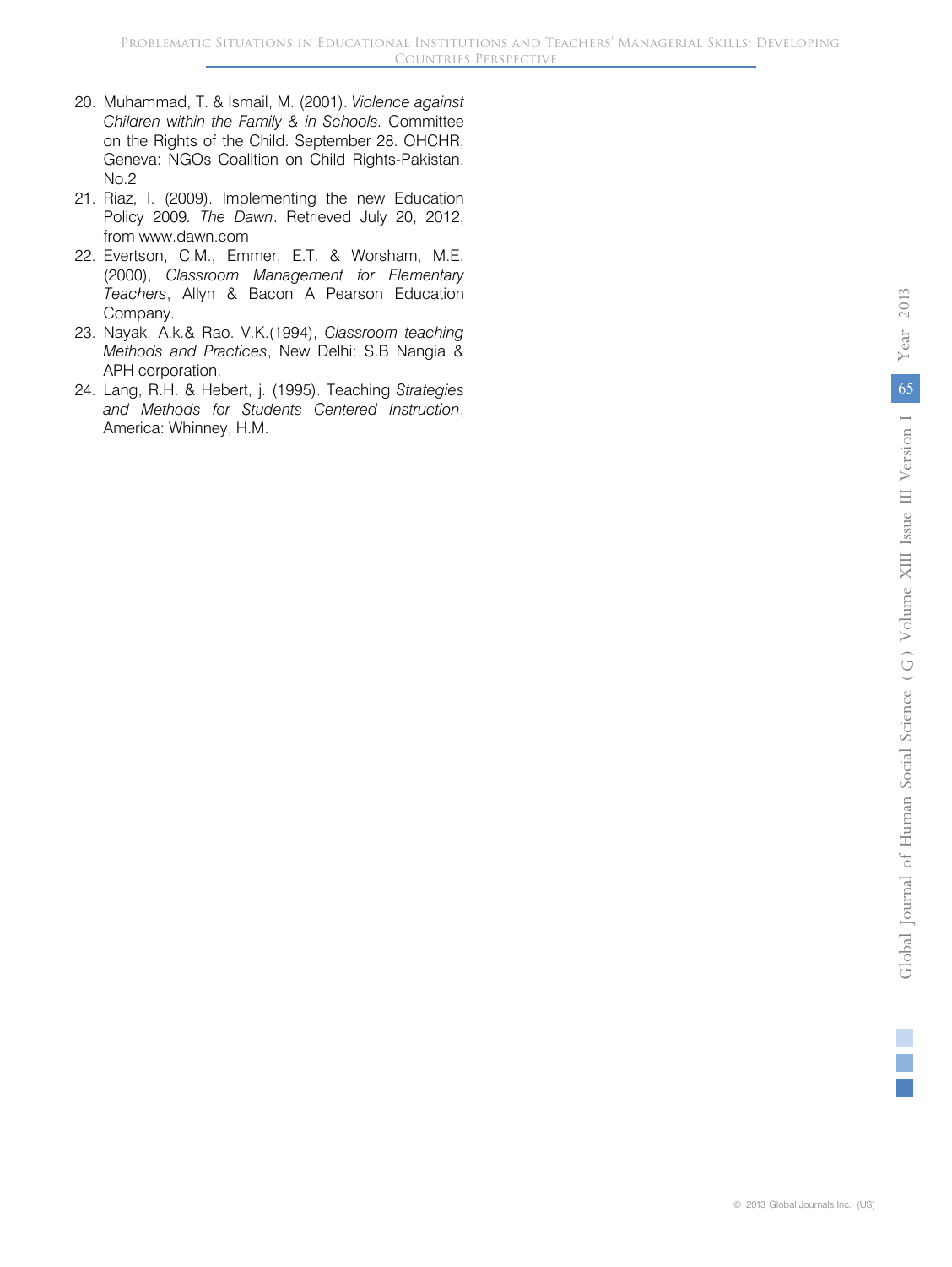20. Muhammad, T. & Ismail, M. (2001). *Violence against Children within the Family & in Schools.* Committee on the Rights of the Child. September 28. OHCHR, Geneva: NGOs Coalition on Child Rights-Pakistan. No.2
21. Riaz, I. (2009). Implementing the new Education Policy 2009. *The Dawn*. Retrieved July 20, 2012, from www.dawn.com
22. Evertson, C.M., Emmer, E.T. & Worsham, M.E. (2000), *Classroom Management for Elementary Teachers*, Allyn & Bacon A Pearson Education Company.
23. Nayak, A.k.& Rao. V.K.(1994), *Classroom teaching Methods and Practices*, New Delhi: S.B Nangia & APH corporation.
24. Lang, R.H. & Hebert, j. (1995). Teaching *Strategies and Methods for Students Centered Instruction*, America: Whinney, H.M.